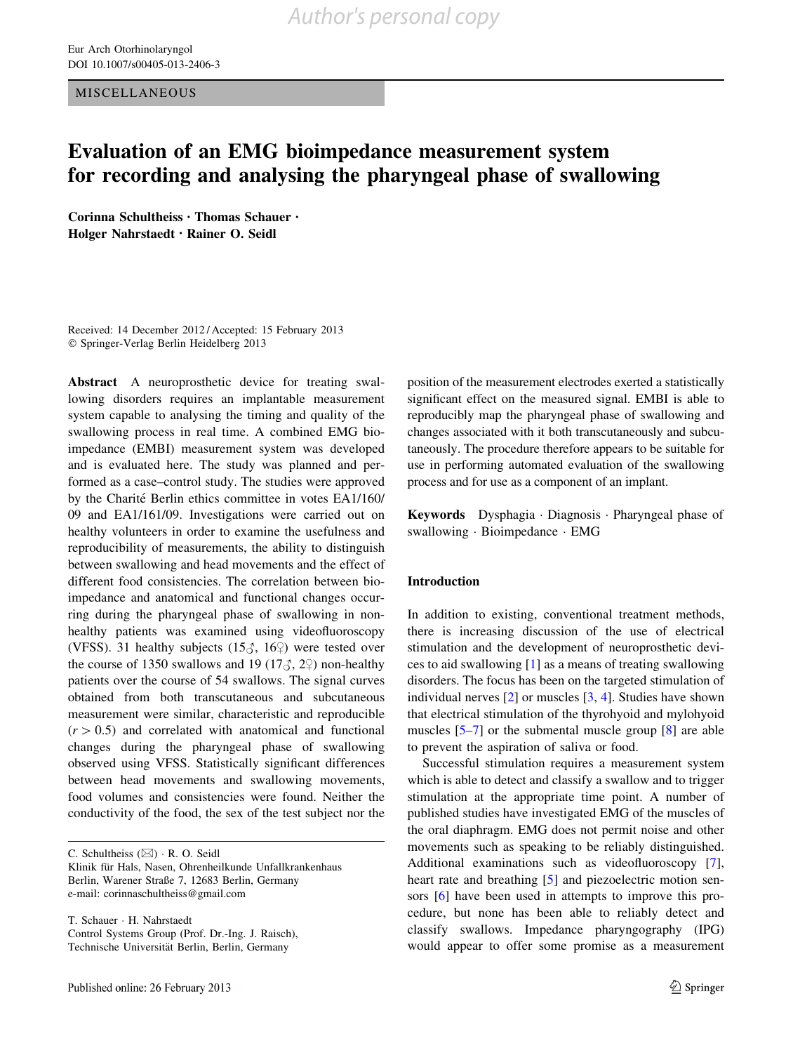MISCELLANEOUS

# Evaluation of an EMG bioimpedance measurement system for recording and analysing the pharyngeal phase of swallowing

**Corinna Schultheiss · Thomas Schauer · Holger Nahrstaedt · Rainer O. Seidl**

Received: 14 December 2012 / Accepted: 15 February 2013
© Springer-Verlag Berlin Heidelberg 2013

**Abstract** A neuroprosthetic device for treating swallowing disorders requires an implantable measurement system capable to analysing the timing and quality of the swallowing process in real time. A combined EMG bioimpedance (EMBI) measurement system was developed and is evaluated here. The study was planned and performed as a case–control study. The studies were approved by the Charité Berlin ethics committee in votes EA1/160/09 and EA1/161/09. Investigations were carried out on healthy volunteers in order to examine the usefulness and reproducibility of measurements, the ability to distinguish between swallowing and head movements and the effect of different food consistencies. The correlation between bioimpedance and anatomical and functional changes occurring during the pharyngeal phase of swallowing in non-healthy patients was examined using videofluoroscopy (VFSS). 31 healthy subjects (15♂, 16♀) were tested over the course of 1350 swallows and 19 (17♂, 2♀) non-healthy patients over the course of 54 swallows. The signal curves obtained from both transcutaneous and subcutaneous measurement were similar, characteristic and reproducible ($r > 0.5$) and correlated with anatomical and functional changes during the pharyngeal phase of swallowing observed using VFSS. Statistically significant differences between head movements and swallowing movements, food volumes and consistencies were found. Neither the conductivity of the food, the sex of the test subject nor the position of the measurement electrodes exerted a statistically significant effect on the measured signal. EMBI is able to reproducibly map the pharyngeal phase of swallowing and changes associated with it both transcutaneously and subcutaneously. The procedure therefore appears to be suitable for use in performing automated evaluation of the swallowing process and for use as a component of an implant.

**Keywords** Dysphagia · Diagnosis · Pharyngeal phase of swallowing · Bioimpedance · EMG

C. Schultheiss (✉) · R. O. Seidl
Klinik für Hals, Nasen, Ohrenheilkunde Unfallkrankenhaus Berlin, Warener Straße 7, 12683 Berlin, Germany
e-mail: corinnaschultheiss@gmail.com

T. Schauer · H. Nahrstaedt
Control Systems Group (Prof. Dr.-Ing. J. Raisch), Technische Universität Berlin, Berlin, Germany

## Introduction

In addition to existing, conventional treatment methods, there is increasing discussion of the use of electrical stimulation and the development of neuroprosthetic devices to aid swallowing [1] as a means of treating swallowing disorders. The focus has been on the targeted stimulation of individual nerves [2] or muscles [3, 4]. Studies have shown that electrical stimulation of the thyrohyoid and mylohyoid muscles [5–7] or the submental muscle group [8] are able to prevent the aspiration of saliva or food.

Successful stimulation requires a measurement system which is able to detect and classify a swallow and to trigger stimulation at the appropriate time point. A number of published studies have investigated EMG of the muscles of the oral diaphragm. EMG does not permit noise and other movements such as speaking to be reliably distinguished. Additional examinations such as videofluoroscopy [7], heart rate and breathing [5] and piezoelectric motion sensors [6] have been used in attempts to improve this procedure, but none has been able to reliably detect and classify swallows. Impedance pharyngography (IPG) would appear to offer some promise as a measurement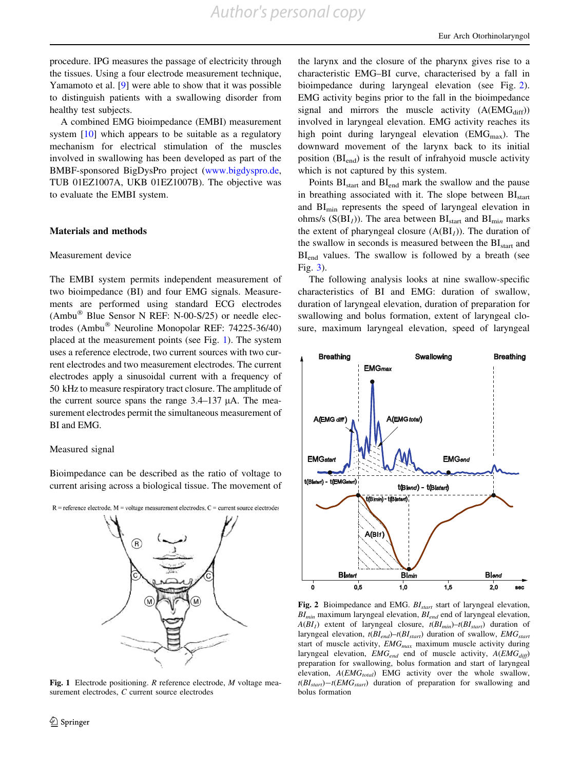procedure. IPG measures the passage of electricity through the tissues. Using a four electrode measurement technique, Yamamoto et al. [9] were able to show that it was possible to distinguish patients with a swallowing disorder from healthy test subjects.

A combined EMG bioimpedance (EMBI) measurement system [10] which appears to be suitable as a regulatory mechanism for electrical stimulation of the muscles involved in swallowing has been developed as part of the BMBF-sponsored BigDysPro project (www.bigdyspro.de, TUB 01EZ1007A, UKB 01EZ1007B). The objective was to evaluate the EMBI system.

## Materials and methods

### Measurement device

The EMBI system permits independent measurement of two bioimpedance (BI) and four EMG signals. Measurements are performed using standard ECG electrodes (Ambu® Blue Sensor N REF: N-00-S/25) or needle electrodes (Ambu® Neuroline Monopolar REF: 74225-36/40) placed at the measurement points (see Fig. 1). The system uses a reference electrode, two current sources with two current electrodes and two measurement electrodes. The current electrodes apply a sinusoidal current with a frequency of 50 kHz to measure respiratory tract closure. The amplitude of the current source spans the range 3.4–137 µA. The measurement electrodes permit the simultaneous measurement of BI and EMG.

### Measured signal

Bioimpedance can be described as the ratio of voltage to current arising across a biological tissue. The movement of the larynx and the closure of the pharynx gives rise to a characteristic EMG–BI curve, characterised by a fall in bioimpedance during laryngeal elevation (see Fig. 2). EMG activity begins prior to the fall in the bioimpedance signal and mirrors the muscle activity ($A(EMG_{diff})$) involved in laryngeal elevation. EMG activity reaches its high point during laryngeal elevation ($EMG_{max}$). The downward movement of the larynx back to its initial position ($BI_{end}$) is the result of infrahyoid muscle activity which is not captured by this system.

Points $BI_{start}$ and $BI_{end}$ mark the swallow and the pause in breathing associated with it. The slope between $BI_{start}$ and $BI_{min}$ represents the speed of laryngeal elevation in ohms/s ($S(BI_{I})$). The area between $BI_{start}$ and $BI_{min}$ marks the extent of pharyngeal closure ($A(BI_{I})$). The duration of the swallow in seconds is measured between the $BI_{start}$ and $BI_{end}$ values. The swallow is followed by a breath (see Fig. 3).

The following analysis looks at nine swallow-specific characteristics of BI and EMG: duration of swallow, duration of laryngeal elevation, duration of preparation for swallowing and bolus formation, extent of laryngeal closure, maximum laryngeal elevation, speed of laryngeal

**Fig. 1** Electrode positioning. *R* reference electrode, *M* voltage measurement electrodes, *C* current source electrodes

**Fig. 2** Bioimpedance and EMG. $BI_{start}$ start of laryngeal elevation, $BI_{min}$ maximum laryngeal elevation, $BI_{end}$ end of laryngeal elevation, $A(BI_{I})$ extent of laryngeal closure, $t(BI_{min})–t(BI_{start})$ duration of laryngeal elevation, $t(BI_{end})–t(BI_{start})$ duration of swallow, $EMG_{start}$ start of muscle activity, $EMG_{max}$ maximum muscle activity during laryngeal elevation, $EMG_{end}$ end of muscle activity, $A(EMG_{diff})$ preparation for swallowing, bolus formation and start of laryngeal elevation, $A(EMG_{total})$ EMG activity over the whole swallow, $t(BI_{start})−t(EMG_{start})$ duration of preparation for swallowing and bolus formation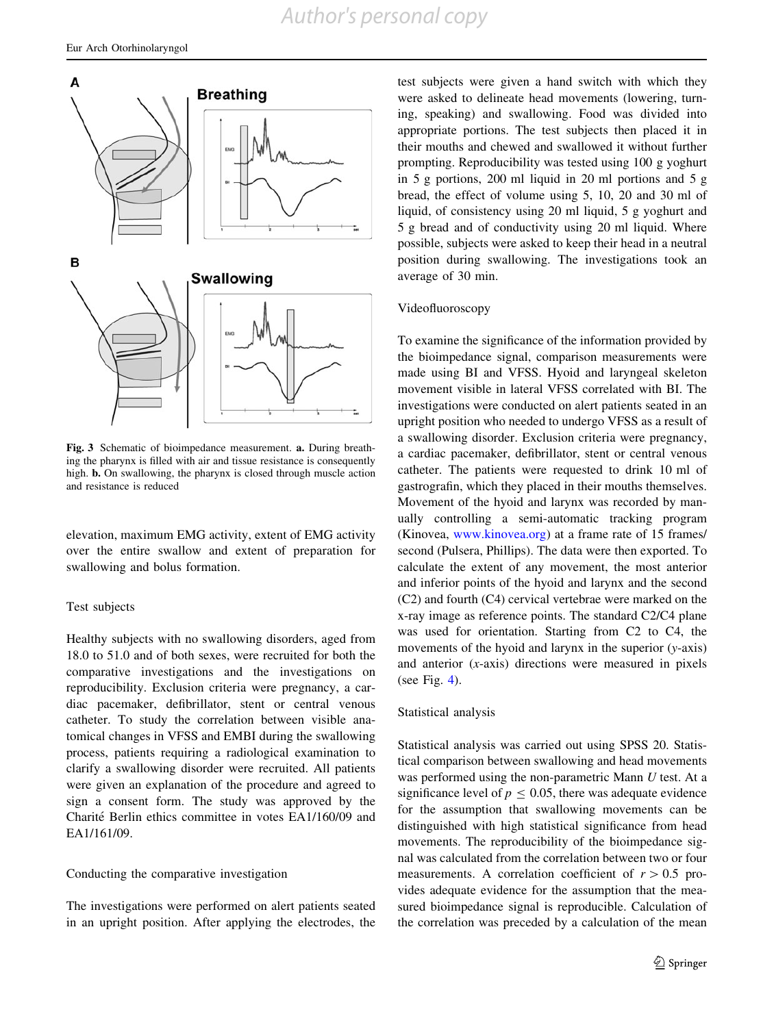Fig. 3 Schematic of bioimpedance measurement. **a.** During breathing the pharynx is filled with air and tissue resistance is consequently high. **b.** On swallowing, the pharynx is closed through muscle action and resistance is reduced

elevation, maximum EMG activity, extent of EMG activity over the entire swallow and extent of preparation for swallowing and bolus formation.

### Test subjects

Healthy subjects with no swallowing disorders, aged from 18.0 to 51.0 and of both sexes, were recruited for both the comparative investigations and the investigations on reproducibility. Exclusion criteria were pregnancy, a cardiac pacemaker, defibrillator, stent or central venous catheter. To study the correlation between visible anatomical changes in VFSS and EMBI during the swallowing process, patients requiring a radiological examination to clarify a swallowing disorder were recruited. All patients were given an explanation of the procedure and agreed to sign a consent form. The study was approved by the Charité Berlin ethics committee in votes EA1/160/09 and EA1/161/09.

### Conducting the comparative investigation

The investigations were performed on alert patients seated in an upright position. After applying the electrodes, the test subjects were given a hand switch with which they were asked to delineate head movements (lowering, turning, speaking) and swallowing. Food was divided into appropriate portions. The test subjects then placed it in their mouths and chewed and swallowed it without further prompting. Reproducibility was tested using 100 g yoghurt in 5 g portions, 200 ml liquid in 20 ml portions and 5 g bread, the effect of volume using 5, 10, 20 and 30 ml of liquid, of consistency using 20 ml liquid, 5 g yoghurt and 5 g bread and of conductivity using 20 ml liquid. Where possible, subjects were asked to keep their head in a neutral position during swallowing. The investigations took an average of 30 min.

### Videofluoroscopy

To examine the significance of the information provided by the bioimpedance signal, comparison measurements were made using BI and VFSS. Hyoid and laryngeal skeleton movement visible in lateral VFSS correlated with BI. The investigations were conducted on alert patients seated in an upright position who needed to undergo VFSS as a result of a swallowing disorder. Exclusion criteria were pregnancy, a cardiac pacemaker, defibrillator, stent or central venous catheter. The patients were requested to drink 10 ml of gastrografin, which they placed in their mouths themselves. Movement of the hyoid and larynx was recorded by manually controlling a semi-automatic tracking program (Kinovea, www.kinovea.org) at a frame rate of 15 frames/second (Pulsera, Phillips). The data were then exported. To calculate the extent of any movement, the most anterior and inferior points of the hyoid and larynx and the second (C2) and fourth (C4) cervical vertebrae were marked on the x-ray image as reference points. The standard C2/C4 plane was used for orientation. Starting from C2 to C4, the movements of the hyoid and larynx in the superior ($y$-axis) and anterior ($x$-axis) directions were measured in pixels (see Fig. 4).

### Statistical analysis

Statistical analysis was carried out using SPSS 20. Statistical comparison between swallowing and head movements was performed using the non-parametric Mann $U$ test. At a significance level of $p \leq 0.05$, there was adequate evidence for the assumption that swallowing movements can be distinguished with high statistical significance from head movements. The reproducibility of the bioimpedance signal was calculated from the correlation between two or four measurements. A correlation coefficient of $r > 0.5$ provides adequate evidence for the assumption that the measured bioimpedance signal is reproducible. Calculation of the correlation was preceded by a calculation of the mean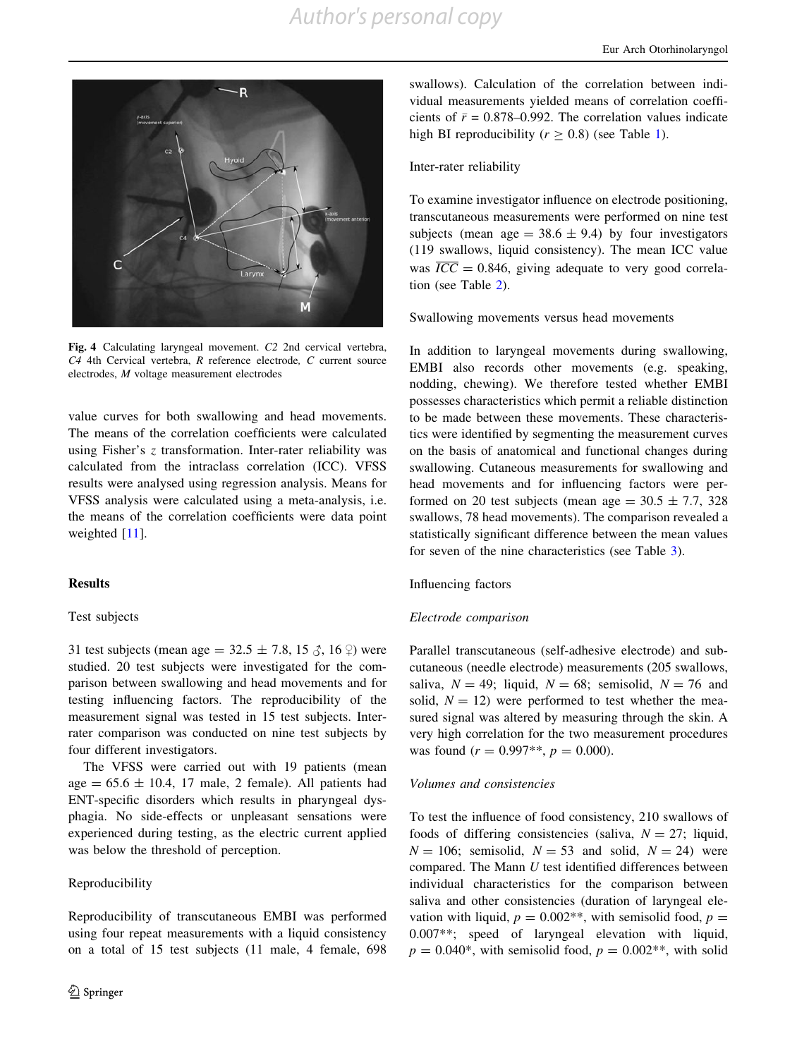Fig. 4 Calculating laryngeal movement. *C2* 2nd cervical vertebra, *C4* 4th Cervical vertebra, *R* reference electrode, *C* current source electrodes, *M* voltage measurement electrodes

value curves for both swallowing and head movements. The means of the correlation coefficients were calculated using Fisher's $z$ transformation. Inter-rater reliability was calculated from the intraclass correlation (ICC). VFSS results were analysed using regression analysis. Means for VFSS analysis were calculated using a meta-analysis, i.e. the means of the correlation coefficients were data point weighted [11].

## Results

### Test subjects

31 test subjects (mean age = 32.5 ± 7.8, 15 ♂, 16 ♀) were studied. 20 test subjects were investigated for the comparison between swallowing and head movements and for testing influencing factors. The reproducibility of the measurement signal was tested in 15 test subjects. Inter-rater comparison was conducted on nine test subjects by four different investigators.

The VFSS were carried out with 19 patients (mean age = 65.6 ± 10.4, 17 male, 2 female). All patients had ENT-specific disorders which results in pharyngeal dysphagia. No side-effects or unpleasant sensations were experienced during testing, as the electric current applied was below the threshold of perception.

### Reproducibility

Reproducibility of transcutaneous EMBI was performed using four repeat measurements with a liquid consistency on a total of 15 test subjects (11 male, 4 female, 698 swallows). Calculation of the correlation between individual measurements yielded means of correlation coefficients of $\bar{r} = 0.878–0.992$. The correlation values indicate high BI reproducibility ($r \geq 0.8$) (see Table 1).

### Inter-rater reliability

To examine investigator influence on electrode positioning, transcutaneous measurements were performed on nine test subjects (mean age = 38.6 ± 9.4) by four investigators (119 swallows, liquid consistency). The mean ICC value was $\overline{ICC} = 0.846$, giving adequate to very good correlation (see Table 2).

### Swallowing movements versus head movements

In addition to laryngeal movements during swallowing, EMBI also records other movements (e.g. speaking, nodding, chewing). We therefore tested whether EMBI possesses characteristics which permit a reliable distinction to be made between these movements. These characteristics were identified by segmenting the measurement curves on the basis of anatomical and functional changes during swallowing. Cutaneous measurements for swallowing and head movements and for influencing factors were performed on 20 test subjects (mean age = 30.5 ± 7.7, 328 swallows, 78 head movements). The comparison revealed a statistically significant difference between the mean values for seven of the nine characteristics (see Table 3).

### Influencing factors

#### *Electrode comparison*

Parallel transcutaneous (self-adhesive electrode) and subcutaneous (needle electrode) measurements (205 swallows, saliva, $N = 49$; liquid, $N = 68$; semisolid, $N = 76$ and solid, $N = 12$) were performed to test whether the measured signal was altered by measuring through the skin. A very high correlation for the two measurement procedures was found ($r = 0.997$**, $p = 0.000$).

#### *Volumes and consistencies*

To test the influence of food consistency, 210 swallows of foods of differing consistencies (saliva, $N = 27$; liquid, $N = 106$; semisolid, $N = 53$ and solid, $N = 24$) were compared. The Mann $U$ test identified differences between individual characteristics for the comparison between saliva and other consistencies (duration of laryngeal elevation with liquid, $p = 0.002$**, with semisolid food, $p = 0.007$**; speed of laryngeal elevation with liquid, $p = 0.040$*, with semisolid food, $p = 0.002$**, with solid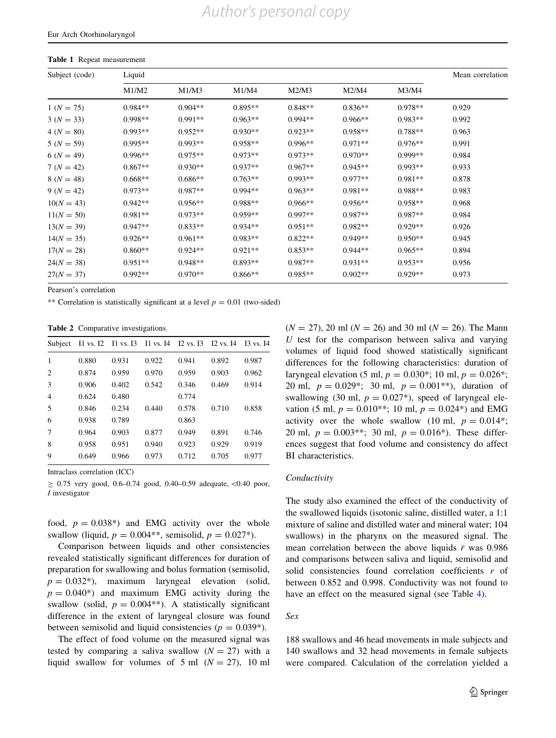**Table 1** Repeat measurement

| Subject (code) | Liquid | | | | | | Mean correlation |
|---|---|---|---|---|---|---|---|
| | M1/M2 | M1/M3 | M1/M4 | M2/M3 | M2/M4 | M3/M4 | |
| 1 ($N = 75$) | 0.984** | 0.904** | 0.895** | 0.848** | 0.836** | 0.978** | 0.929 |
| 3 ($N = 33$) | 0.998** | 0.991** | 0.963** | 0.994** | 0.966** | 0.983** | 0.992 |
| 4 ($N = 80$) | 0.993** | 0.952** | 0.930** | 0.923** | 0.958** | 0.788** | 0.963 |
| 5 ($N = 59$) | 0.995** | 0.993** | 0.958** | 0.996** | 0.971** | 0.976** | 0.991 |
| 6 ($N = 49$) | 0.996** | 0.975** | 0.973** | 0.973** | 0.970** | 0.999** | 0.984 |
| 7 ($N = 42$) | 0.867** | 0.930** | 0.937** | 0.967** | 0.945** | 0.993** | 0.933 |
| 8 ($N = 48$) | 0.668** | 0.686** | 0.763** | 0.993** | 0.977** | 0.981** | 0.878 |
| 9 ($N = 42$) | 0.973** | 0.987** | 0.994** | 0.963** | 0.981** | 0.988** | 0.983 |
| 10($N = 43$) | 0.942** | 0.956** | 0.988** | 0.966** | 0.956** | 0.958** | 0.968 |
| 11($N = 50$) | 0.981** | 0.973** | 0.959** | 0.997** | 0.987** | 0.987** | 0.984 |
| 13($N = 39$) | 0.947** | 0.833** | 0.934** | 0.951** | 0.982** | 0.929** | 0.926 |
| 14($N = 35$) | 0.926** | 0.961** | 0.983** | 0.822** | 0.949** | 0.950** | 0.945 |
| 17($N = 28$) | 0.860** | 0.924** | 0.921** | 0.853** | 0.944** | 0.965** | 0.894 |
| 24($N = 38$) | 0.951** | 0.948** | 0.893** | 0.987** | 0.931** | 0.953** | 0.956 |
| 27($N = 37$) | 0.992** | 0.970** | 0.866** | 0.985** | 0.902** | 0.929** | 0.973 |

Pearson's correlation

** Correlation is statistically significant at a level $p = 0.01$ (two-sided)

**Table 2** Comparative investigations

| Subject | I1 vs. I2 | I1 vs. I3 | I1 vs. I4 | I2 vs. I3 | I2 vs. I4 | I3 vs. I4 |
|---|---|---|---|---|---|---|
| 1 | 0.880 | 0.931 | 0.922 | 0.941 | 0.892 | 0.987 |
| 2 | 0.874 | 0.959 | 0.970 | 0.959 | 0.903 | 0.962 |
| 3 | 0.906 | 0.402 | 0.542 | 0.346 | 0.469 | 0.914 |
| 4 | 0.624 | 0.480 | | 0.774 | | |
| 5 | 0.846 | 0.234 | 0.440 | 0.578 | 0.710 | 0.858 |
| 6 | 0.938 | 0.789 | | 0.863 | | |
| 7 | 0.964 | 0.903 | 0.877 | 0.949 | 0.891 | 0.746 |
| 8 | 0.958 | 0.951 | 0.940 | 0.923 | 0.929 | 0.919 |
| 9 | 0.649 | 0.966 | 0.973 | 0.712 | 0.705 | 0.977 |

Intraclass correlation (ICC)

$\geq$ 0.75 very good, 0.6–0.74 good, 0.40–0.59 adequate, <0.40 poor, *I* investigator

food, $p = 0.038$*) and EMG activity over the whole swallow (liquid, $p = 0.004$**, semisolid, $p = 0.027$*).

Comparison between liquids and other consistencies revealed statistically significant differences for duration of preparation for swallowing and bolus formation (semisolid, $p = 0.032$*), maximum laryngeal elevation (solid, $p = 0.040$*) and maximum EMG activity during the swallow (solid, $p = 0.004$**). A statistically significant difference in the extent of laryngeal closure was found between semisolid and liquid consistencies ($p = 0.039$*).

The effect of food volume on the measured signal was tested by comparing a saliva swallow ($N = 27$) with a liquid swallow for volumes of 5 ml ($N = 27$), 10 ml ($N = 27$), 20 ml ($N = 26$) and 30 ml ($N = 26$). The Mann *U* test for the comparison between saliva and varying volumes of liquid food showed statistically significant differences for the following characteristics: duration of laryngeal elevation (5 ml, $p = 0.030$*; 10 ml, $p = 0.026$*; 20 ml, $p = 0.029$*; 30 ml, $p = 0.001$**), duration of swallowing (30 ml, $p = 0.027$*), speed of laryngeal elevation (5 ml, $p = 0.010$**; 10 ml, $p = 0.024$*) and EMG activity over the whole swallow (10 ml, $p = 0.014$*; 20 ml, $p = 0.003$**; 30 ml, $p = 0.016$*). These differences suggest that food volume and consistency do affect BI characteristics.

*Conductivity*

The study also examined the effect of the conductivity of the swallowed liquids (isotonic saline, distilled water, a 1:1 mixture of saline and distilled water and mineral water; 104 swallows) in the pharynx on the measured signal. The mean correlation between the above liquids $\bar{r}$ was 0.986 and comparisons between saliva and liquid, semisolid and solid consistencies found correlation coefficients $r$ of between 0.852 and 0.998. Conductivity was not found to have an effect on the measured signal (see Table 4).

*Sex*

188 swallows and 46 head movements in male subjects and 140 swallows and 32 head movements in female subjects were compared. Calculation of the correlation yielded a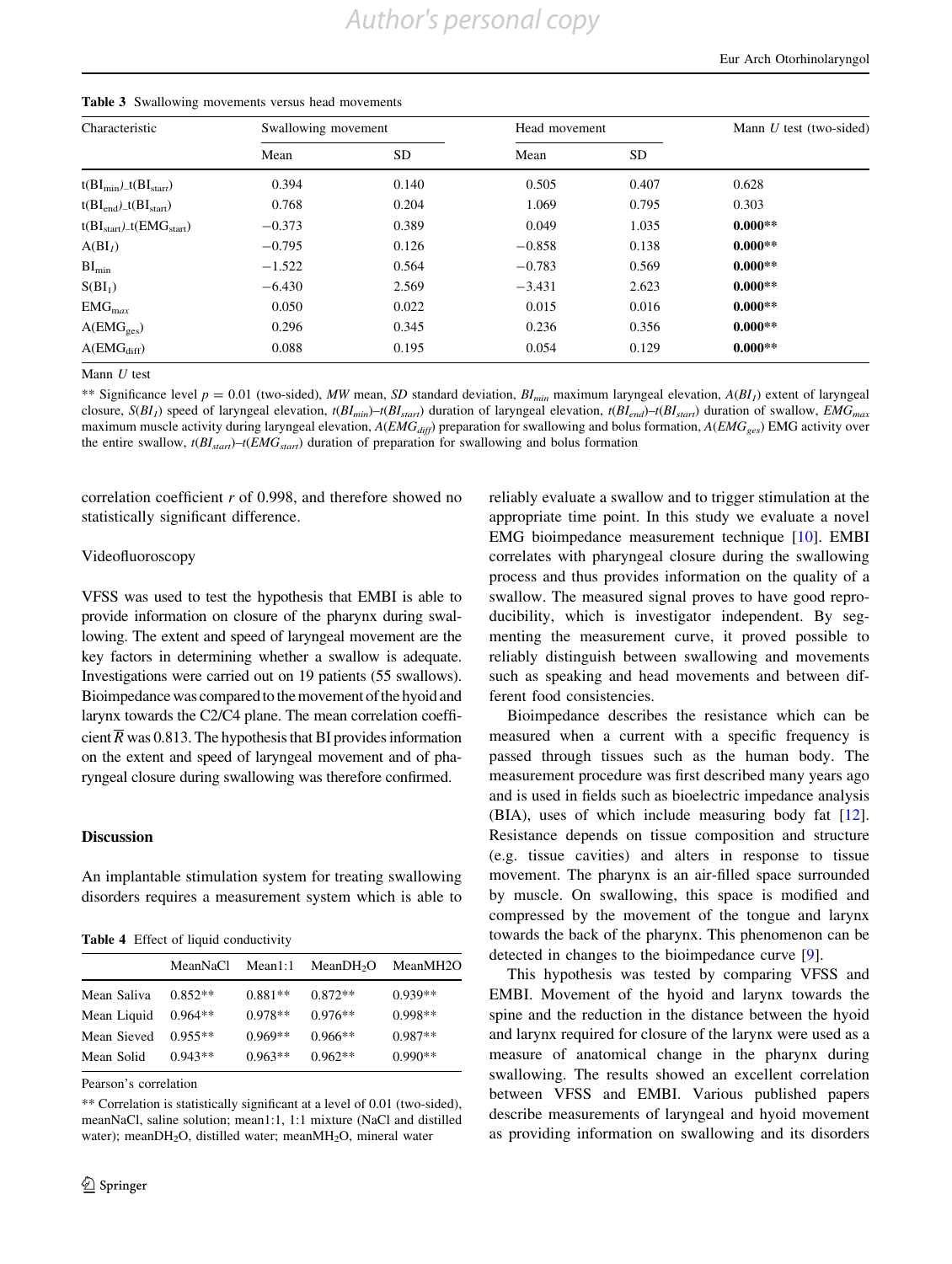**Table 3** Swallowing movements versus head movements

| Characteristic | Swallowing movement | | Head movement | | Mann $U$ test (two-sided) |
|---|---|---|---|---|---|
| | Mean | SD | Mean | SD | |
| $t(BI_{min})\_t(BI_{start})$ | 0.394 | 0.140 | 0.505 | 0.407 | 0.628 |
| $t(BI_{end})\_t(BI_{start})$ | 0.768 | 0.204 | 1.069 | 0.795 | 0.303 |
| $t(BI_{start})\_t(EMG_{start})$ | −0.373 | 0.389 | 0.049 | 1.035 | **0.000**** |
| $A(BI_I)$ | −0.795 | 0.126 | −0.858 | 0.138 | **0.000**** |
| $BI_{min}$ | −1.522 | 0.564 | −0.783 | 0.569 | **0.000**** |
| $S(BI_1)$ | −6.430 | 2.569 | −3.431 | 2.623 | **0.000**** |
| $EMG_{max}$ | 0.050 | 0.022 | 0.015 | 0.016 | **0.000**** |
| $A(EMG_{ges})$ | 0.296 | 0.345 | 0.236 | 0.356 | **0.000**** |
| $A(EMG_{diff})$ | 0.088 | 0.195 | 0.054 | 0.129 | **0.000**** |

Mann $U$ test

** Significance level $p = 0.01$ (two-sided), *MW* mean, *SD* standard deviation, $BI_{min}$ maximum laryngeal elevation, $A(BI_I)$ extent of laryngeal closure, $S(BI_I)$ speed of laryngeal elevation, $t(BI_{min})$–$t(BI_{start})$ duration of laryngeal elevation, $t(BI_{end})$–$t(BI_{start})$ duration of swallow, $EMG_{max}$ maximum muscle activity during laryngeal elevation, $A(EMG_{diff})$ preparation for swallowing and bolus formation, $A(EMG_{ges})$ EMG activity over the entire swallow, $t(BI_{start})$–$t(EMG_{start})$ duration of preparation for swallowing and bolus formation

correlation coefficient $r$ of 0.998, and therefore showed no statistically significant difference.

Videofluoroscopy

VFSS was used to test the hypothesis that EMBI is able to provide information on closure of the pharynx during swallowing. The extent and speed of laryngeal movement are the key factors in determining whether a swallow is adequate. Investigations were carried out on 19 patients (55 swallows). Bioimpedance was compared to the movement of the hyoid and larynx towards the C2/C4 plane. The mean correlation coefficient $\overline{R}$ was 0.813. The hypothesis that BI provides information on the extent and speed of laryngeal movement and of pharyngeal closure during swallowing was therefore confirmed.

## Discussion

An implantable stimulation system for treating swallowing disorders requires a measurement system which is able to reliably evaluate a swallow and to trigger stimulation at the appropriate time point. In this study we evaluate a novel EMG bioimpedance measurement technique [10]. EMBI correlates with pharyngeal closure during the swallowing process and thus provides information on the quality of a swallow. The measured signal proves to have good reproducibility, which is investigator independent. By segmenting the measurement curve, it proved possible to reliably distinguish between swallowing and movements such as speaking and head movements and between different food consistencies.

Bioimpedance describes the resistance which can be measured when a current with a specific frequency is passed through tissues such as the human body. The measurement procedure was first described many years ago and is used in fields such as bioelectric impedance analysis (BIA), uses of which include measuring body fat [12]. Resistance depends on tissue composition and structure (e.g. tissue cavities) and alters in response to tissue movement. The pharynx is an air-filled space surrounded by muscle. On swallowing, this space is modified and compressed by the movement of the tongue and larynx towards the back of the pharynx. This phenomenon can be detected in changes to the bioimpedance curve [9].

This hypothesis was tested by comparing VFSS and EMBI. Movement of the hyoid and larynx towards the spine and the reduction in the distance between the hyoid and larynx required for closure of the larynx were used as a measure of anatomical change in the pharynx during swallowing. The results showed an excellent correlation between VFSS and EMBI. Various published papers describe measurements of laryngeal and hyoid movement as providing information on swallowing and its disorders

**Table 4** Effect of liquid conductivity

| | MeanNaCl | Mean1:1 | Mean$DH_2O$ | MeanMH2O |
|---|---|---|---|---|
| Mean Saliva | 0.852** | 0.881** | 0.872** | 0.939** |
| Mean Liquid | 0.964** | 0.978** | 0.976** | 0.998** |
| Mean Sieved | 0.955** | 0.969** | 0.966** | 0.987** |
| Mean Solid | 0.943** | 0.963** | 0.962** | 0.990** |

Pearson's correlation

** Correlation is statistically significant at a level of 0.01 (two-sided), meanNaCl, saline solution; mean1:1, 1:1 mixture (NaCl and distilled water); mean$DH_2O$, distilled water; mean$MH_2O$, mineral water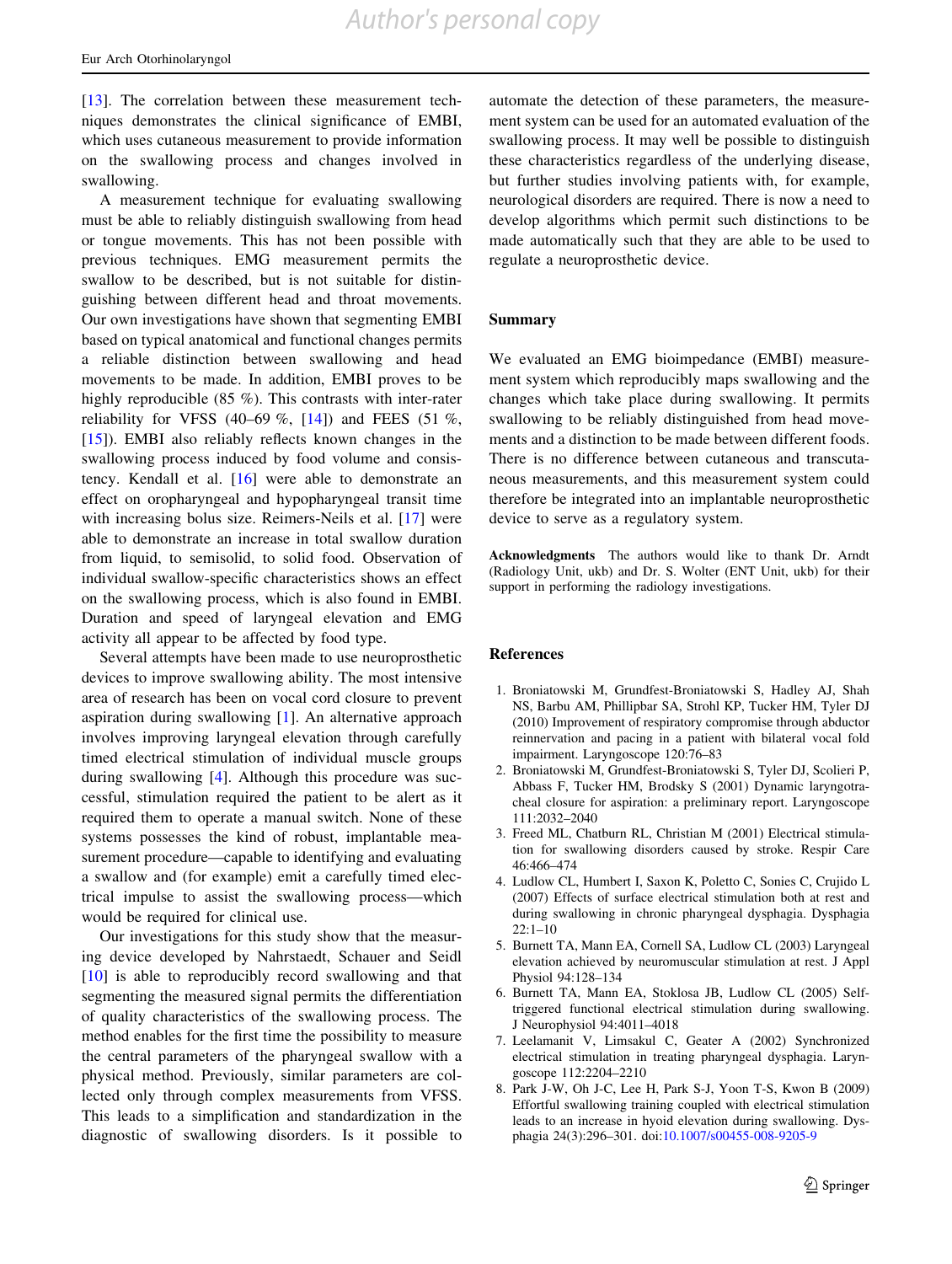[13]. The correlation between these measurement techniques demonstrates the clinical significance of EMBI, which uses cutaneous measurement to provide information on the swallowing process and changes involved in swallowing.

A measurement technique for evaluating swallowing must be able to reliably distinguish swallowing from head or tongue movements. This has not been possible with previous techniques. EMG measurement permits the swallow to be described, but is not suitable for distinguishing between different head and throat movements. Our own investigations have shown that segmenting EMBI based on typical anatomical and functional changes permits a reliable distinction between swallowing and head movements to be made. In addition, EMBI proves to be highly reproducible (85 %). This contrasts with inter-rater reliability for VFSS (40–69 %, [14]) and FEES (51 %, [15]). EMBI also reliably reflects known changes in the swallowing process induced by food volume and consistency. Kendall et al. [16] were able to demonstrate an effect on oropharyngeal and hypopharyngeal transit time with increasing bolus size. Reimers-Neils et al. [17] were able to demonstrate an increase in total swallow duration from liquid, to semisolid, to solid food. Observation of individual swallow-specific characteristics shows an effect on the swallowing process, which is also found in EMBI. Duration and speed of laryngeal elevation and EMG activity all appear to be affected by food type.

Several attempts have been made to use neuroprosthetic devices to improve swallowing ability. The most intensive area of research has been on vocal cord closure to prevent aspiration during swallowing [1]. An alternative approach involves improving laryngeal elevation through carefully timed electrical stimulation of individual muscle groups during swallowing [4]. Although this procedure was successful, stimulation required the patient to be alert as it required them to operate a manual switch. None of these systems possesses the kind of robust, implantable measurement procedure—capable to identifying and evaluating a swallow and (for example) emit a carefully timed electrical impulse to assist the swallowing process—which would be required for clinical use.

Our investigations for this study show that the measuring device developed by Nahrstaedt, Schauer and Seidl [10] is able to reproducibly record swallowing and that segmenting the measured signal permits the differentiation of quality characteristics of the swallowing process. The method enables for the first time the possibility to measure the central parameters of the pharyngeal swallow with a physical method. Previously, similar parameters are collected only through complex measurements from VFSS. This leads to a simplification and standardization in the diagnostic of swallowing disorders. Is it possible to automate the detection of these parameters, the measurement system can be used for an automated evaluation of the swallowing process. It may well be possible to distinguish these characteristics regardless of the underlying disease, but further studies involving patients with, for example, neurological disorders are required. There is now a need to develop algorithms which permit such distinctions to be made automatically such that they are able to be used to regulate a neuroprosthetic device.

## Summary

We evaluated an EMG bioimpedance (EMBI) measurement system which reproducibly maps swallowing and the changes which take place during swallowing. It permits swallowing to be reliably distinguished from head movements and a distinction to be made between different foods. There is no difference between cutaneous and transcutaneous measurements, and this measurement system could therefore be integrated into an implantable neuroprosthetic device to serve as a regulatory system.

**Acknowledgments** The authors would like to thank Dr. Arndt (Radiology Unit, ukb) and Dr. S. Wolter (ENT Unit, ukb) for their support in performing the radiology investigations.

## References

1. Broniatowski M, Grundfest-Broniatowski S, Hadley AJ, Shah NS, Barbu AM, Phillipbar SA, Strohl KP, Tucker HM, Tyler DJ (2010) Improvement of respiratory compromise through abductor reinnervation and pacing in a patient with bilateral vocal fold impairment. Laryngoscope 120:76–83
2. Broniatowski M, Grundfest-Broniatowski S, Tyler DJ, Scolieri P, Abbass F, Tucker HM, Brodsky S (2001) Dynamic laryngotracheal closure for aspiration: a preliminary report. Laryngoscope 111:2032–2040
3. Freed ML, Chatburn RL, Christian M (2001) Electrical stimulation for swallowing disorders caused by stroke. Respir Care 46:466–474
4. Ludlow CL, Humbert I, Saxon K, Poletto C, Sonies C, Crujido L (2007) Effects of surface electrical stimulation both at rest and during swallowing in chronic pharyngeal dysphagia. Dysphagia 22:1–10
5. Burnett TA, Mann EA, Cornell SA, Ludlow CL (2003) Laryngeal elevation achieved by neuromuscular stimulation at rest. J Appl Physiol 94:128–134
6. Burnett TA, Mann EA, Stoklosa JB, Ludlow CL (2005) Self-triggered functional electrical stimulation during swallowing. J Neurophysiol 94:4011–4018
7. Leelamanit V, Limsakul C, Geater A (2002) Synchronized electrical stimulation in treating pharyngeal dysphagia. Laryngoscope 112:2204–2210
8. Park J-W, Oh J-C, Lee H, Park S-J, Yoon T-S, Kwon B (2009) Effortful swallowing training coupled with electrical stimulation leads to an increase in hyoid elevation during swallowing. Dysphagia 24(3):296–301. doi:10.1007/s00455-008-9205-9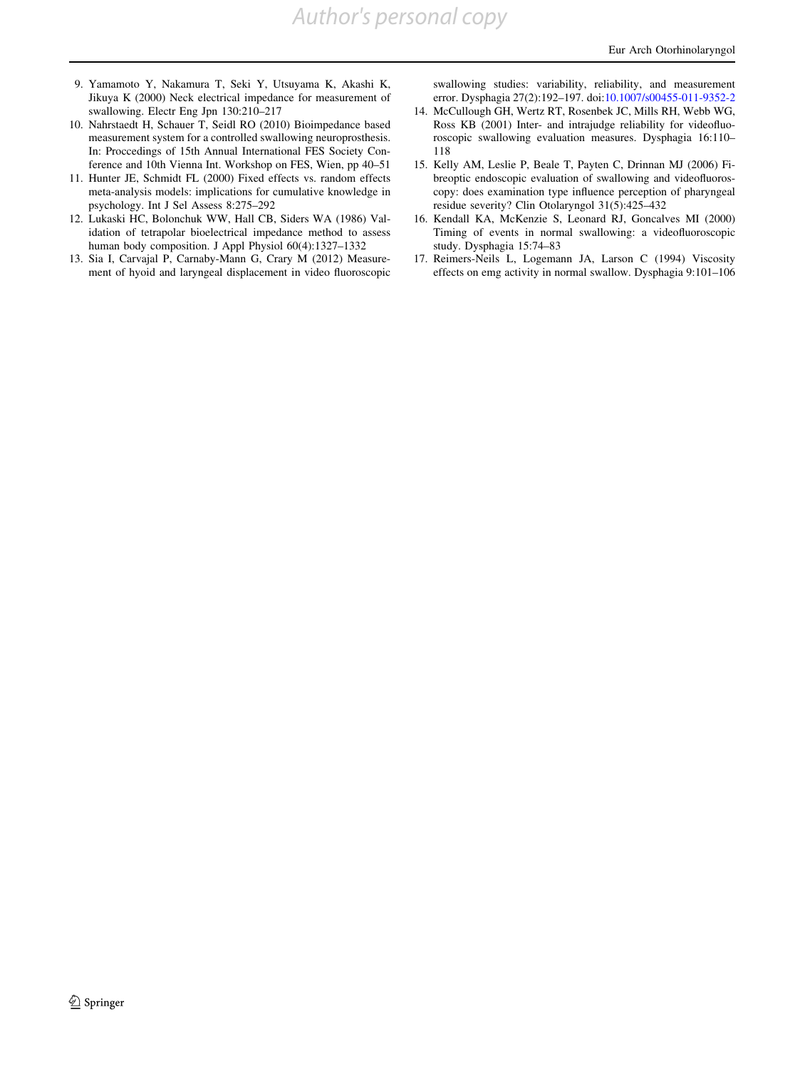9. Yamamoto Y, Nakamura T, Seki Y, Utsuyama K, Akashi K, Jikuya K (2000) Neck electrical impedance for measurement of swallowing. Electr Eng Jpn 130:210–217
10. Nahrstaedt H, Schauer T, Seidl RO (2010) Bioimpedance based measurement system for a controlled swallowing neuroprosthesis. In: Proccedings of 15th Annual International FES Society Conference and 10th Vienna Int. Workshop on FES, Wien, pp 40–51
11. Hunter JE, Schmidt FL (2000) Fixed effects vs. random effects meta-analysis models: implications for cumulative knowledge in psychology. Int J Sel Assess 8:275–292
12. Lukaski HC, Bolonchuk WW, Hall CB, Siders WA (1986) Validation of tetrapolar bioelectrical impedance method to assess human body composition. J Appl Physiol 60(4):1327–1332
13. Sia I, Carvajal P, Carnaby-Mann G, Crary M (2012) Measurement of hyoid and laryngeal displacement in video fluoroscopic swallowing studies: variability, reliability, and measurement error. Dysphagia 27(2):192–197. doi:10.1007/s00455-011-9352-2
14. McCullough GH, Wertz RT, Rosenbek JC, Mills RH, Webb WG, Ross KB (2001) Inter- and intrajudge reliability for videofluoroscopic swallowing evaluation measures. Dysphagia 16:110–118
15. Kelly AM, Leslie P, Beale T, Payten C, Drinnan MJ (2006) Fibreoptic endoscopic evaluation of swallowing and videofluoroscopy: does examination type influence perception of pharyngeal residue severity? Clin Otolaryngol 31(5):425–432
16. Kendall KA, McKenzie S, Leonard RJ, Goncalves MI (2000) Timing of events in normal swallowing: a videofluoroscopic study. Dysphagia 15:74–83
17. Reimers-Neils L, Logemann JA, Larson C (1994) Viscosity effects on emg activity in normal swallow. Dysphagia 9:101–106